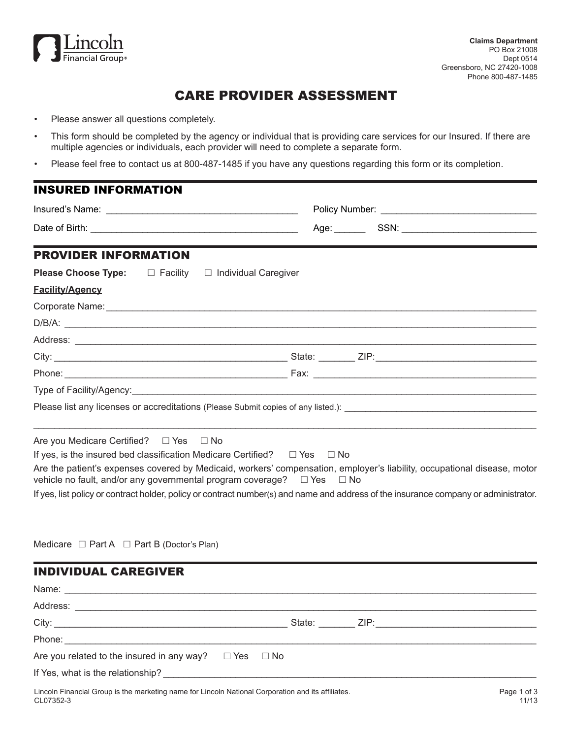Lincoln Financial Group®

**Claims Department**
PO Box 21008
Dept 0514
Greensboro, NC 27420-1008
Phone 800-487-1485

# CARE PROVIDER ASSESSMENT

- Please answer all questions completely.
- This form should be completed by the agency or individual that is providing care services for our Insured. If there are multiple agencies or individuals, each provider will need to complete a separate form.
- Please feel free to contact us at 800-487-1485 if you have any questions regarding this form or its completion.

## INSURED INFORMATION

Insured's Name: ____________________________________ Policy Number: ____________________________

Date of Birth: ______________________________________ Age: ______ SSN: _________________________

## PROVIDER INFORMATION

**Please Choose Type:** ☐ Facility ☐ Individual Caregiver

**Facility/Agency**

Corporate Name: _________________________________________________________________________

D/B/A: _________________________________________________________________________________

Address: _______________________________________________________________________________

City: ___________________________________________ State: _______ ZIP: ______________________

Phone: _________________________________________ Fax: __________________________________

Type of Facility/Agency: ___________________________________________________________________

Please list any licenses or accreditations (Please Submit copies of any listed.): ____________________________

_______________________________________________________________________________________

Are you Medicare Certified? ☐ Yes ☐ No

If yes, is the insured bed classification Medicare Certified? ☐ Yes ☐ No

Are the patient's expenses covered by Medicaid, workers' compensation, employer's liability, occupational disease, motor vehicle no fault, and/or any governmental program coverage? ☐ Yes ☐ No

If yes, list policy or contract holder, policy or contract number(s) and name and address of the insurance company or administrator.

Medicare ☐ Part A ☐ Part B (Doctor's Plan)

## INDIVIDUAL CAREGIVER

Name: _________________________________________________________________________________

Address: _______________________________________________________________________________

City: ___________________________________________ State: _______ ZIP: ______________________

Phone: _________________________________________________________________________________

Are you related to the insured in any way? ☐ Yes ☐ No

If Yes, what is the relationship? _____________________________________________________________

Lincoln Financial Group is the marketing name for Lincoln National Corporation and its affiliates.
CL07352-3 11/13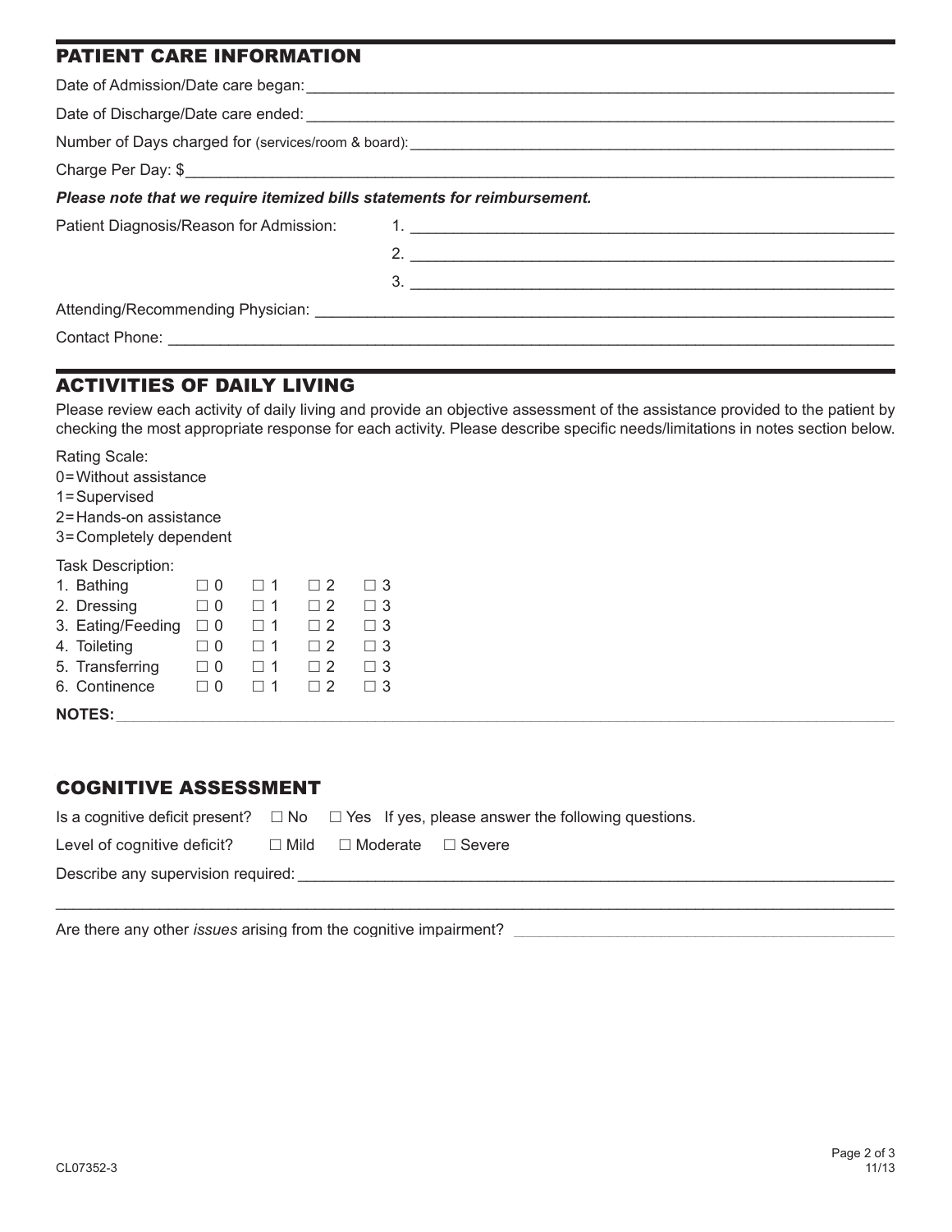## PATIENT CARE INFORMATION

Date of Admission/Date care began: ______________________________

Date of Discharge/Date care ended: ______________________________

Number of Days charged for (services/room & board): ______________________________

Charge Per Day: $______________________________

***Please note that we require itemized bills statements for reimbursement.***

Patient Diagnosis/Reason for Admission:
1. ______________________________
2. ______________________________
3. ______________________________

Attending/Recommending Physician: ______________________________

Contact Phone: ______________________________

## ACTIVITIES OF DAILY LIVING

Please review each activity of daily living and provide an objective assessment of the assistance provided to the patient by checking the most appropriate response for each activity. Please describe specific needs/limitations in notes section below.

Rating Scale:
0=Without assistance
1=Supervised
2=Hands-on assistance
3=Completely dependent

Task Description:

| Task | | | | |
|---|---|---|---|---|
| 1. Bathing | ☐ 0 | ☐ 1 | ☐ 2 | ☐ 3 |
| 2. Dressing | ☐ 0 | ☐ 1 | ☐ 2 | ☐ 3 |
| 3. Eating/Feeding | ☐ 0 | ☐ 1 | ☐ 2 | ☐ 3 |
| 4. Toileting | ☐ 0 | ☐ 1 | ☐ 2 | ☐ 3 |
| 5. Transferring | ☐ 0 | ☐ 1 | ☐ 2 | ☐ 3 |
| 6. Continence | ☐ 0 | ☐ 1 | ☐ 2 | ☐ 3 |

**NOTES:** ______________________________

## COGNITIVE ASSESSMENT

Is a cognitive deficit present? ☐ No ☐ Yes If yes, please answer the following questions.

Level of cognitive deficit? ☐ Mild ☐ Moderate ☐ Severe

Describe any supervision required: ______________________________

______________________________

Are there any other *issues* arising from the cognitive impairment? ______________________________

CL07352-3

11/13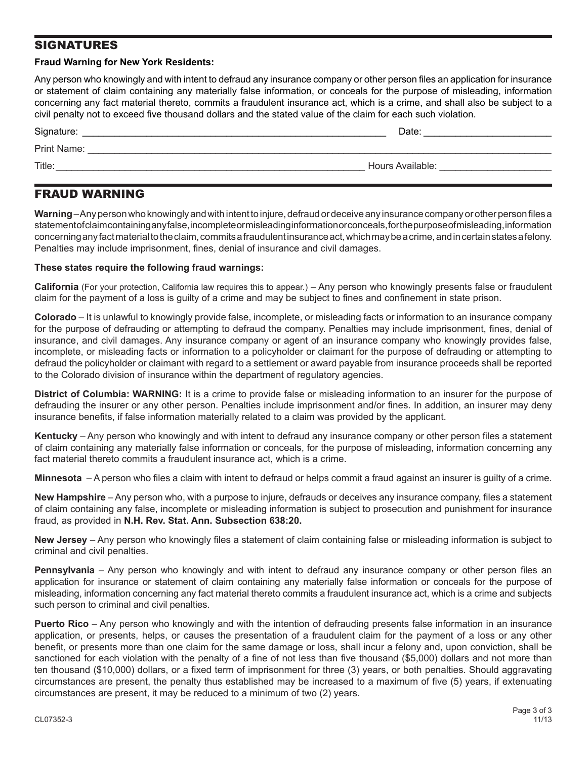## SIGNATURES

**Fraud Warning for New York Residents:**

Any person who knowingly and with intent to defraud any insurance company or other person files an application for insurance or statement of claim containing any materially false information, or conceals for the purpose of misleading, information concerning any fact material thereto, commits a fraudulent insurance act, which is a crime, and shall also be subject to a civil penalty not to exceed five thousand dollars and the stated value of the claim for each such violation.

Signature: ___________________________________________________________ Date: ________________________

Print Name: ___________________________________________________________________________________________

Title: ___________________________________________________________ Hours Available: _____________________

## FRAUD WARNING

**Warning** – Any person who knowingly and with intent to injure, defraud or deceive any insurance company or other person files a statement of claim containing any false, incomplete or misleading information or conceals, for the purpose of misleading, information concerning any fact material to the claim, commits a fraudulent insurance act, which may be a crime, and in certain states a felony. Penalties may include imprisonment, fines, denial of insurance and civil damages.

**These states require the following fraud warnings:**

**California** (For your protection, California law requires this to appear.) – Any person who knowingly presents false or fraudulent claim for the payment of a loss is guilty of a crime and may be subject to fines and confinement in state prison.

**Colorado** – It is unlawful to knowingly provide false, incomplete, or misleading facts or information to an insurance company for the purpose of defrauding or attempting to defraud the company. Penalties may include imprisonment, fines, denial of insurance, and civil damages. Any insurance company or agent of an insurance company who knowingly provides false, incomplete, or misleading facts or information to a policyholder or claimant for the purpose of defrauding or attempting to defraud the policyholder or claimant with regard to a settlement or award payable from insurance proceeds shall be reported to the Colorado division of insurance within the department of regulatory agencies.

**District of Columbia: WARNING:** It is a crime to provide false or misleading information to an insurer for the purpose of defrauding the insurer or any other person. Penalties include imprisonment and/or fines. In addition, an insurer may deny insurance benefits, if false information materially related to a claim was provided by the applicant.

**Kentucky** – Any person who knowingly and with intent to defraud any insurance company or other person files a statement of claim containing any materially false information or conceals, for the purpose of misleading, information concerning any fact material thereto commits a fraudulent insurance act, which is a crime.

**Minnesota** – A person who files a claim with intent to defraud or helps commit a fraud against an insurer is guilty of a crime.

**New Hampshire** – Any person who, with a purpose to injure, defrauds or deceives any insurance company, files a statement of claim containing any false, incomplete or misleading information is subject to prosecution and punishment for insurance fraud, as provided in **N.H. Rev. Stat. Ann. Subsection 638:20.**

**New Jersey** – Any person who knowingly files a statement of claim containing false or misleading information is subject to criminal and civil penalties.

**Pennsylvania** – Any person who knowingly and with intent to defraud any insurance company or other person files an application for insurance or statement of claim containing any materially false information or conceals for the purpose of misleading, information concerning any fact material thereto commits a fraudulent insurance act, which is a crime and subjects such person to criminal and civil penalties.

**Puerto Rico** – Any person who knowingly and with the intention of defrauding presents false information in an insurance application, or presents, helps, or causes the presentation of a fraudulent claim for the payment of a loss or any other benefit, or presents more than one claim for the same damage or loss, shall incur a felony and, upon conviction, shall be sanctioned for each violation with the penalty of a fine of not less than five thousand ($5,000) dollars and not more than ten thousand ($10,000) dollars, or a fixed term of imprisonment for three (3) years, or both penalties. Should aggravating circumstances are present, the penalty thus established may be increased to a maximum of five (5) years, if extenuating circumstances are present, it may be reduced to a minimum of two (2) years.

CL07352-3 11/13